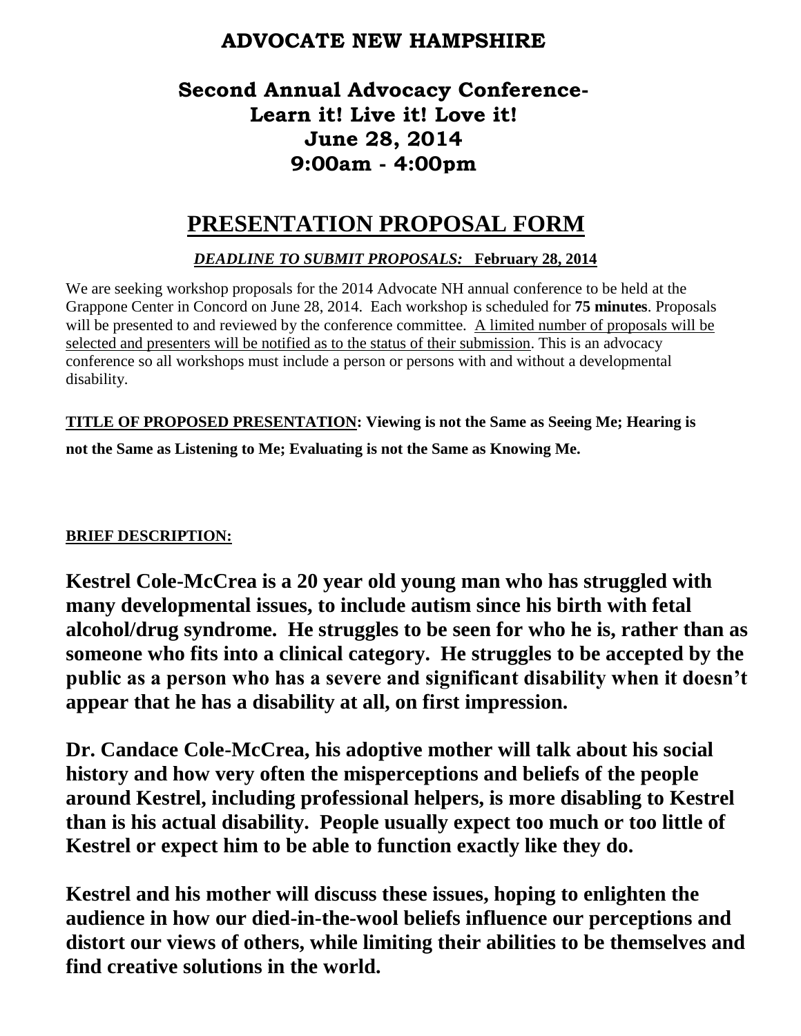# ADVOCATE NEW HAMPSHIRE

## Second Annual Advocacy Conference-
## Learn it! Live it! Love it!
## June 28, 2014
## 9:00am - 4:00pm

# PRESENTATION PROPOSAL FORM

***DEADLINE TO SUBMIT PROPOSALS:*** **February 28, 2014**

We are seeking workshop proposals for the 2014 Advocate NH annual conference to be held at the Grappone Center in Concord on June 28, 2014. Each workshop is scheduled for **75 minutes**. Proposals will be presented to and reviewed by the conference committee. A limited number of proposals will be selected and presenters will be notified as to the status of their submission. This is an advocacy conference so all workshops must include a person or persons with and without a developmental disability.

**TITLE OF PROPOSED PRESENTATION: Viewing is not the Same as Seeing Me; Hearing is not the Same as Listening to Me; Evaluating is not the Same as Knowing Me.**

**BRIEF DESCRIPTION:**

**Kestrel Cole-McCrea is a 20 year old young man who has struggled with many developmental issues, to include autism since his birth with fetal alcohol/drug syndrome. He struggles to be seen for who he is, rather than as someone who fits into a clinical category. He struggles to be accepted by the public as a person who has a severe and significant disability when it doesn't appear that he has a disability at all, on first impression.**

**Dr. Candace Cole-McCrea, his adoptive mother will talk about his social history and how very often the misperceptions and beliefs of the people around Kestrel, including professional helpers, is more disabling to Kestrel than is his actual disability. People usually expect too much or too little of Kestrel or expect him to be able to function exactly like they do.**

**Kestrel and his mother will discuss these issues, hoping to enlighten the audience in how our died-in-the-wool beliefs influence our perceptions and distort our views of others, while limiting their abilities to be themselves and find creative solutions in the world.**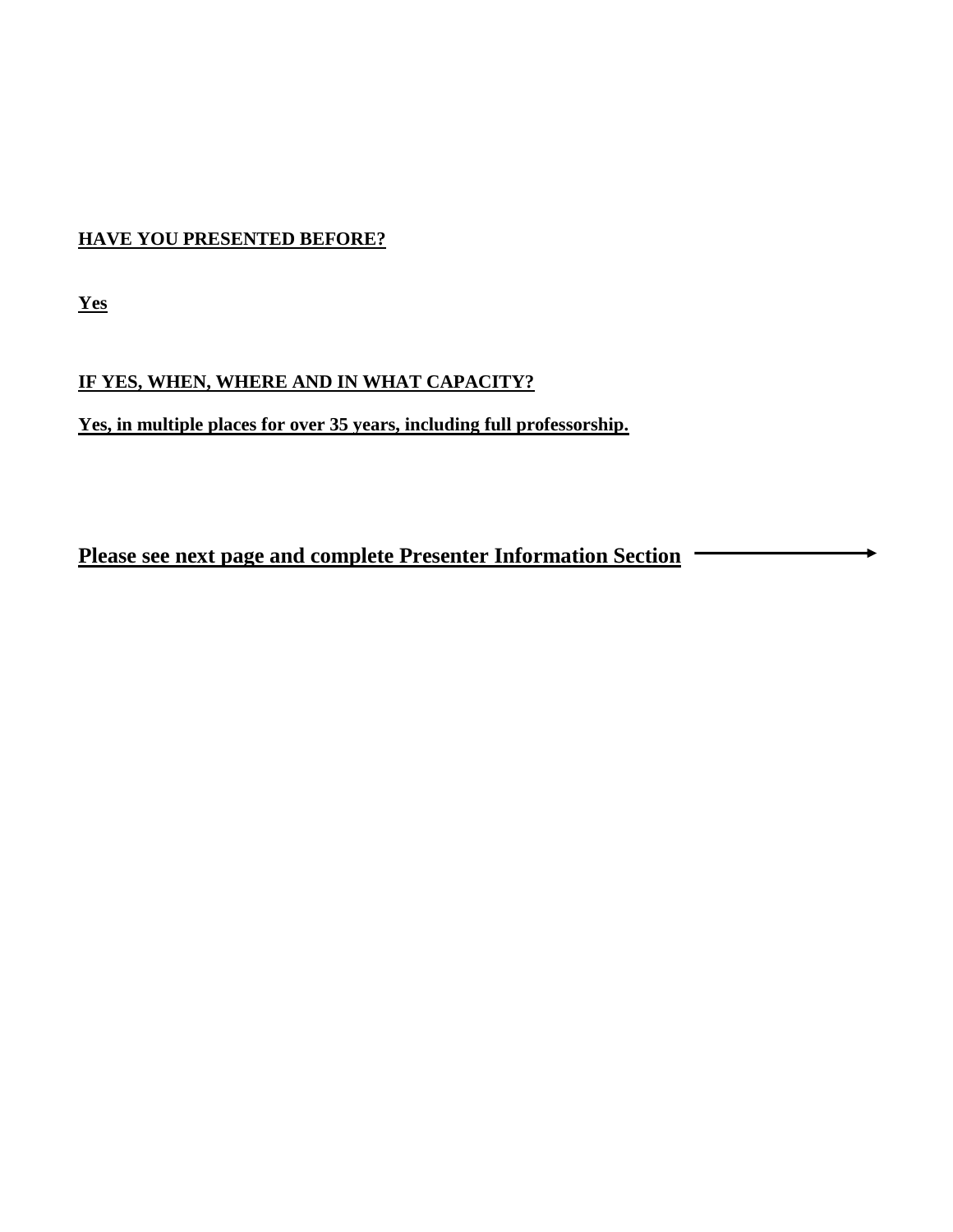**HAVE YOU PRESENTED BEFORE?**

**Yes**

**IF YES, WHEN, WHERE AND IN WHAT CAPACITY?**

**Yes, in multiple places for over 35 years, including full professorship.**

**Please see next page and complete Presenter Information Section** →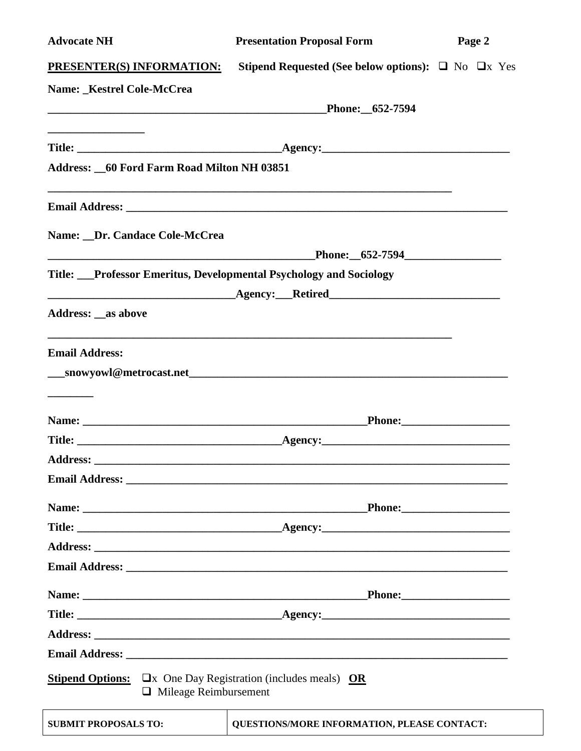**Advocate NH** **Presentation Proposal Form**

**PRESENTER(S) INFORMATION:** **Stipend Requested (See below options):** ❑ No ❑x Yes

**Name: _Kestrel Cole-McCrea**

**__________________________________________________Phone:__652-7594**

**_________________**

**Title: ___________________________________Agency:________________________________**

**Address: __60 Ford Farm Road Milton NH 03851**

**________________________________________________________________________**

**Email Address: ___________________________________________________________________**

**Name: __Dr. Candace Cole-McCrea**

**________________________________________________Phone:__652-7594_________________**

**Title: ___Professor Emeritus, Developmental Psychology and Sociology**

**_________________________________Agency:___Retired______________________________**

**Address: __as above**

**________________________________________________________________________**

**Email Address:**

**___snowyowl@metrocast.net__________________________________________________________**

**________**

**Name: __________________________________________________Phone:___________________**

**Title: ___________________________________Agency:________________________________**

**Address: _______________________________________________________________________**

**Email Address: ___________________________________________________________________**

**Name: __________________________________________________Phone:___________________**

**Title: ___________________________________Agency:________________________________**

**Address: _______________________________________________________________________**

**Email Address: ___________________________________________________________________**

**Name: __________________________________________________Phone:___________________**

**Title: ___________________________________Agency:________________________________**

**Address: _______________________________________________________________________**

**Email Address: ___________________________________________________________________**

**Stipend Options:** ❑x One Day Registration (includes meals) **OR**
❑ Mileage Reimbursement

| SUBMIT PROPOSALS TO: | QUESTIONS/MORE INFORMATION, PLEASE CONTACT: |
|---|---|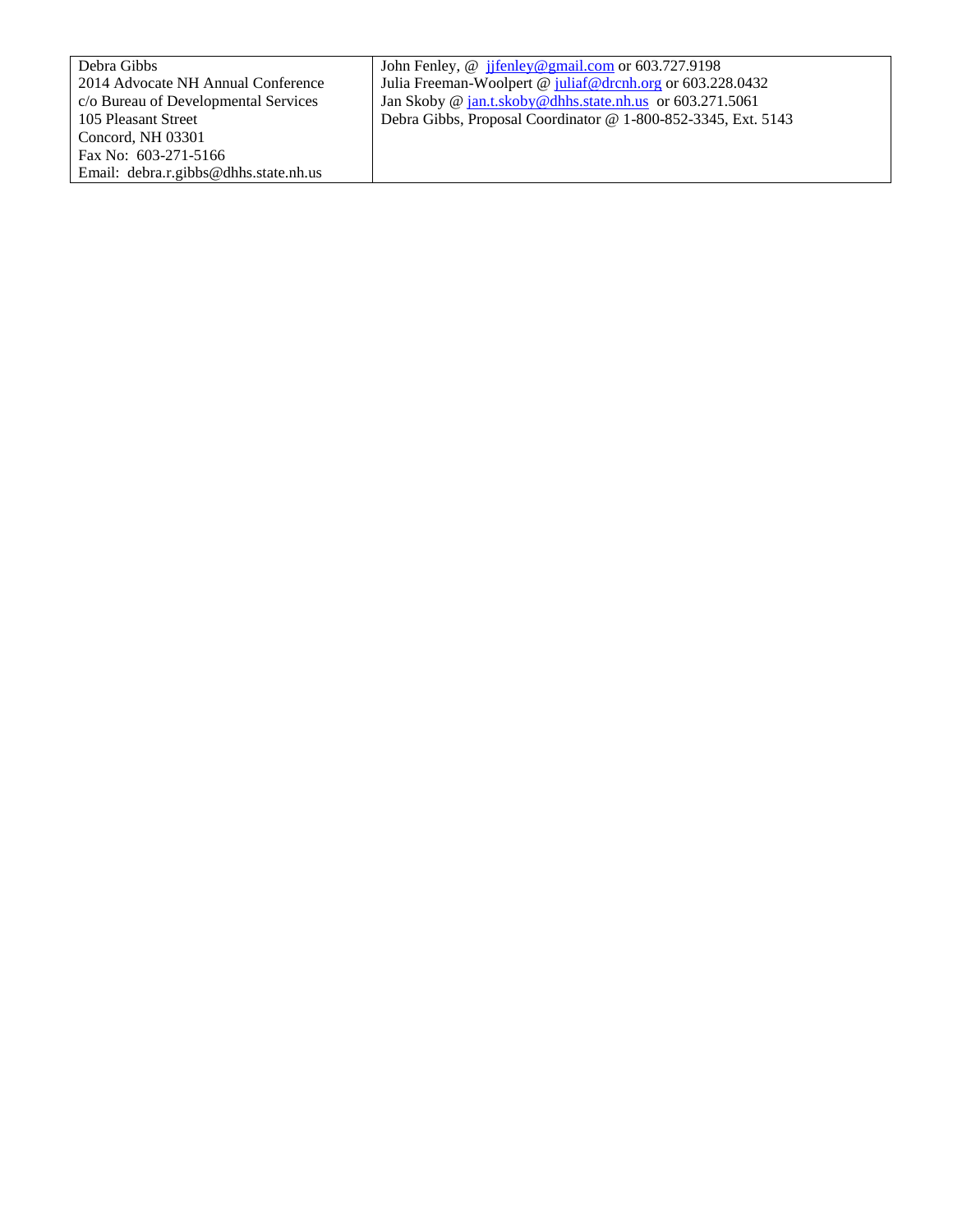| | |
|---|---|
| Debra Gibbs<br>2014 Advocate NH Annual Conference<br>c/o Bureau of Developmental Services<br>105 Pleasant Street<br>Concord, NH 03301<br>Fax No: 603-271-5166<br>Email: debra.r.gibbs@dhhs.state.nh.us | John Fenley, @ jjfenley@gmail.com or 603.727.9198<br>Julia Freeman-Woolpert @ juliaf@drcnh.org or 603.228.0432<br>Jan Skoby @ jan.t.skoby@dhhs.state.nh.us or 603.271.5061<br>Debra Gibbs, Proposal Coordinator @ 1-800-852-3345, Ext. 5143 |